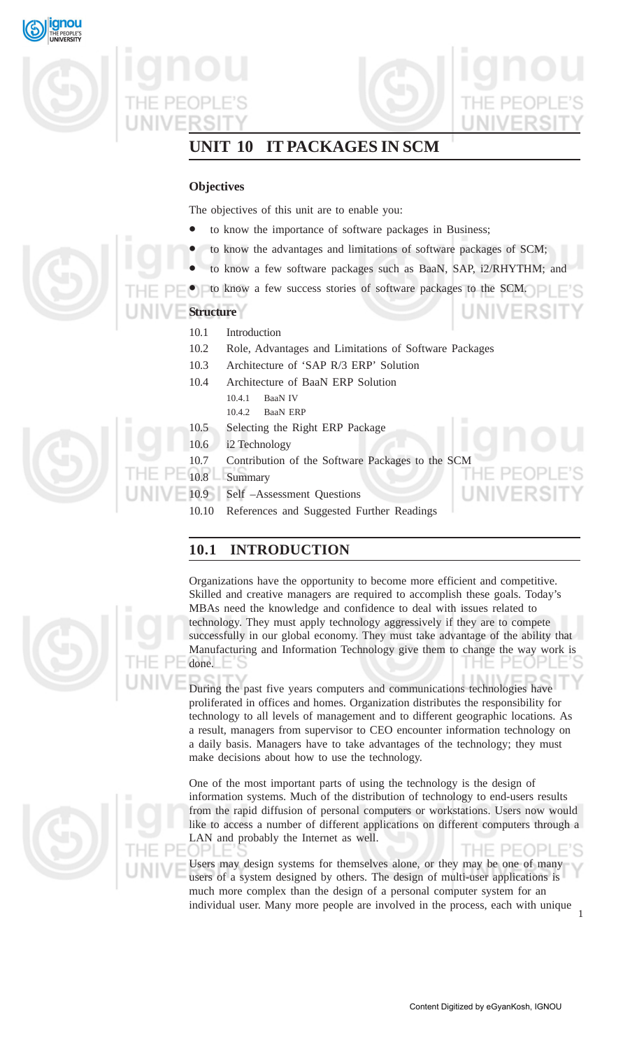# UNIT 10 IT PACKAGES IN SCM

**Objectives**

The objectives of this unit are to enable you:

- to know the importance of software packages in Business;
- to know the advantages and limitations of software packages of SCM;
- to know a few software packages such as BaaN, SAP, i2/RHYTHM; and
- to know a few success stories of software packages to the SCM.

**Structure**

10.1 Introduction

10.2 Role, Advantages and Limitations of Software Packages

10.3 Architecture of 'SAP R/3 ERP' Solution

10.4 Architecture of BaaN ERP Solution

- 10.4.1 BaaN IV
- 10.4.2 BaaN ERP

10.5 Selecting the Right ERP Package

10.6 i2 Technology

10.7 Contribution of the Software Packages to the SCM

10.8 Summary

10.9 Self –Assessment Questions

10.10 References and Suggested Further Readings

## 10.1 INTRODUCTION

Organizations have the opportunity to become more efficient and competitive. Skilled and creative managers are required to accomplish these goals. Today's MBAs need the knowledge and confidence to deal with issues related to technology. They must apply technology aggressively if they are to compete successfully in our global economy. They must take advantage of the ability that Manufacturing and Information Technology give them to change the way work is done.

During the past five years computers and communications technologies have proliferated in offices and homes. Organization distributes the responsibility for technology to all levels of management and to different geographic locations. As a result, managers from supervisor to CEO encounter information technology on a daily basis. Managers have to take advantages of the technology; they must make decisions about how to use the technology.

One of the most important parts of using the technology is the design of information systems. Much of the distribution of technology to end-users results from the rapid diffusion of personal computers or workstations. Users now would like to access a number of different applications on different computers through a LAN and probably the Internet as well.

Users may design systems for themselves alone, or they may be one of many users of a system designed by others. The design of multi-user applications is much more complex than the design of a personal computer system for an individual user. Many more people are involved in the process, each with unique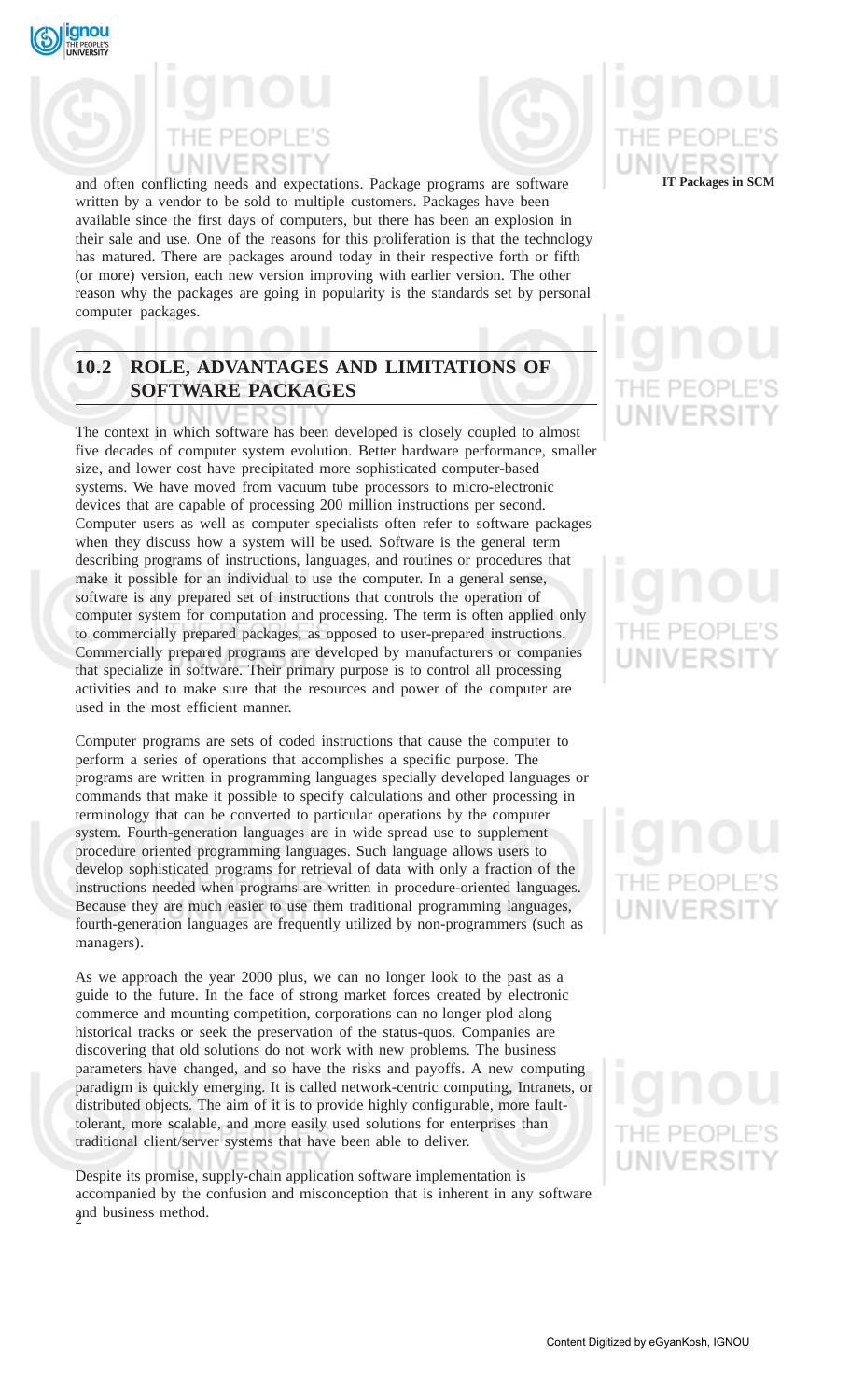and often conflicting needs and expectations. Package programs are software written by a vendor to be sold to multiple customers. Packages have been available since the first days of computers, but there has been an explosion in their sale and use. One of the reasons for this proliferation is that the technology has matured. There are packages around today in their respective forth or fifth (or more) version, each new version improving with earlier version. The other reason why the packages are going in popularity is the standards set by personal computer packages.

## 10.2 ROLE, ADVANTAGES AND LIMITATIONS OF SOFTWARE PACKAGES

The context in which software has been developed is closely coupled to almost five decades of computer system evolution. Better hardware performance, smaller size, and lower cost have precipitated more sophisticated computer-based systems. We have moved from vacuum tube processors to micro-electronic devices that are capable of processing 200 million instructions per second. Computer users as well as computer specialists often refer to software packages when they discuss how a system will be used. Software is the general term describing programs of instructions, languages, and routines or procedures that make it possible for an individual to use the computer. In a general sense, software is any prepared set of instructions that controls the operation of computer system for computation and processing. The term is often applied only to commercially prepared packages, as opposed to user-prepared instructions. Commercially prepared programs are developed by manufacturers or companies that specialize in software. Their primary purpose is to control all processing activities and to make sure that the resources and power of the computer are used in the most efficient manner.

Computer programs are sets of coded instructions that cause the computer to perform a series of operations that accomplishes a specific purpose. The programs are written in programming languages specially developed languages or commands that make it possible to specify calculations and other processing in terminology that can be converted to particular operations by the computer system. Fourth-generation languages are in wide spread use to supplement procedure oriented programming languages. Such language allows users to develop sophisticated programs for retrieval of data with only a fraction of the instructions needed when programs are written in procedure-oriented languages. Because they are much easier to use them traditional programming languages, fourth-generation languages are frequently utilized by non-programmers (such as managers).

As we approach the year 2000 plus, we can no longer look to the past as a guide to the future. In the face of strong market forces created by electronic commerce and mounting competition, corporations can no longer plod along historical tracks or seek the preservation of the status-quos. Companies are discovering that old solutions do not work with new problems. The business parameters have changed, and so have the risks and payoffs. A new computing paradigm is quickly emerging. It is called network-centric computing, Intranets, or distributed objects. The aim of it is to provide highly configurable, more fault-tolerant, more scalable, and more easily used solutions for enterprises than traditional client/server systems that have been able to deliver.

Despite its promise, supply-chain application software implementation is accompanied by the confusion and misconception that is inherent in any software and business method.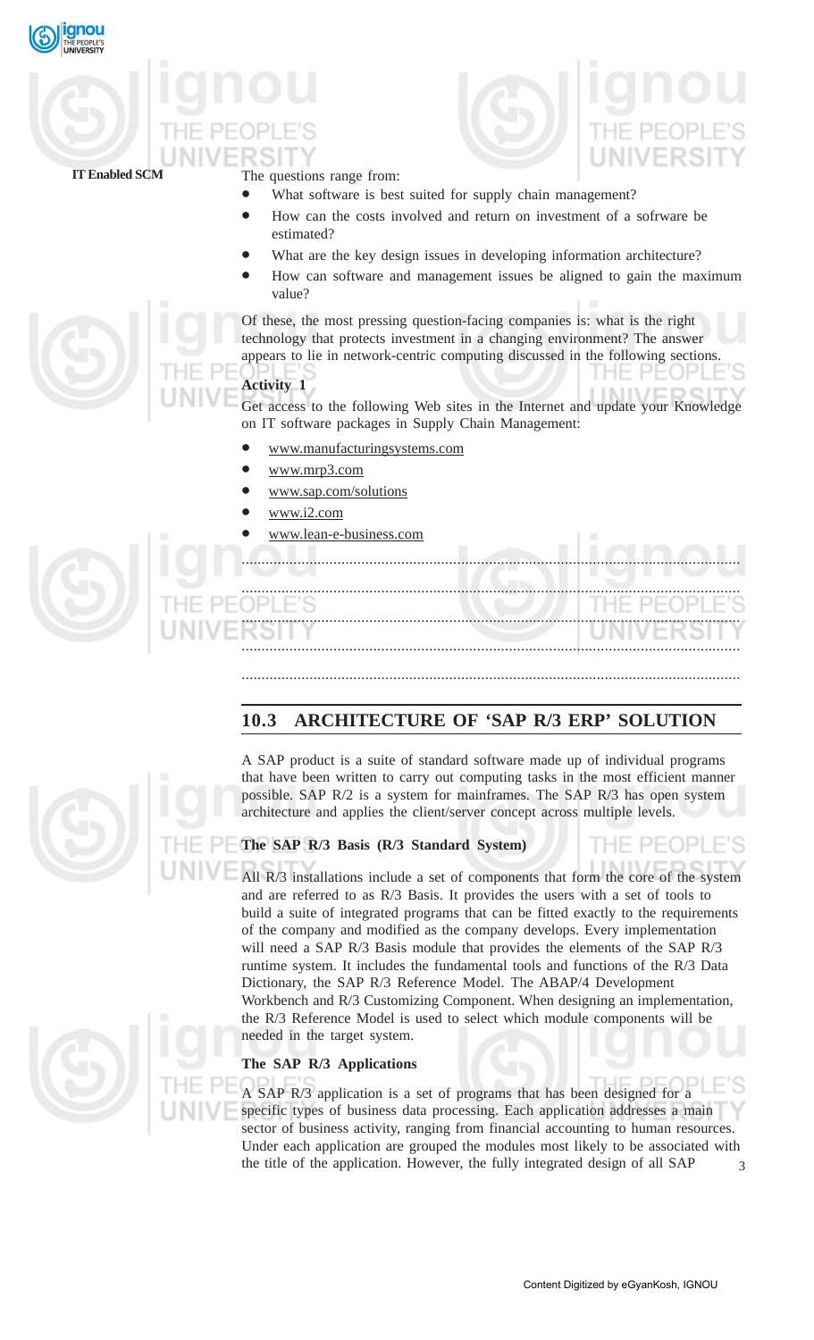The questions range from:

- What software is best suited for supply chain management?
- How can the costs involved and return on investment of a sofrware be estimated?
- What are the key design issues in developing information architecture?
- How can software and management issues be aligned to gain the maximum value?

Of these, the most pressing question-facing companies is: what is the right technology that protects investment in a changing environment? The answer appears to lie in network-centric computing discussed in the following sections.

**Activity 1**

Get access to the following Web sites in the Internet and update your Knowledge on IT software packages in Supply Chain Management:

- www.manufacturingsystems.com
- www.mrp3.com
- www.sap.com/solutions
- www.i2.com
- www.lean-e-business.com

..........................................................................................................................

..........................................................................................................................

..........................................................................................................................

..........................................................................................................................

..........................................................................................................................

## 10.3 ARCHITECTURE OF 'SAP R/3 ERP' SOLUTION

A SAP product is a suite of standard software made up of individual programs that have been written to carry out computing tasks in the most efficient manner possible. SAP R/2 is a system for mainframes. The SAP R/3 has open system architecture and applies the client/server concept across multiple levels.

### The SAP R/3 Basis (R/3 Standard System)

All R/3 installations include a set of components that form the core of the system and are referred to as R/3 Basis. It provides the users with a set of tools to build a suite of integrated programs that can be fitted exactly to the requirements of the company and modified as the company develops. Every implementation will need a SAP R/3 Basis module that provides the elements of the SAP R/3 runtime system. It includes the fundamental tools and functions of the R/3 Data Dictionary, the SAP R/3 Reference Model. The ABAP/4 Development Workbench and R/3 Customizing Component. When designing an implementation, the R/3 Reference Model is used to select which module components will be needed in the target system.

### The SAP R/3 Applications

A SAP R/3 application is a set of programs that has been designed for a specific types of business data processing. Each application addresses a main sector of business activity, ranging from financial accounting to human resources. Under each application are grouped the modules most likely to be associated with the title of the application. However, the fully integrated design of all SAP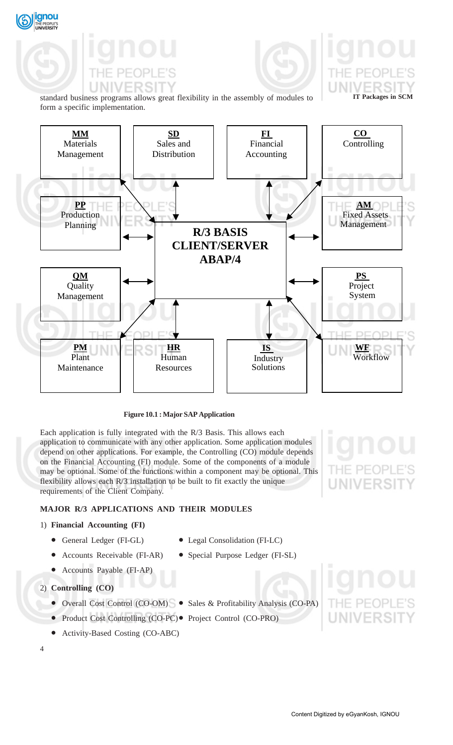standard business programs allows great flexibility in the assembly of modules to form a specific implementation.

| **MM** Materials Management | **SD** Sales and Distribution | **FI** Financial Accounting | **CO** Controlling |
|---|---|---|---|
| **PP** Production Planning | **R/3 BASIS CLIENT/SERVER ABAP/4** | | **AM** Fixed Assets Management |
| **QM** Quality Management | | | **PS** Project System |
| **PM** Plant Maintenance | **HR** Human Resources | **IS** Industry Solutions | **WF** Workflow |

**Figure 10.1 : Major SAP Application**

Each application is fully integrated with the R/3 Basis. This allows each application to communicate with any other application. Some application modules depend on other applications. For example, the Controlling (CO) module depends on the Financial Accounting (FI) module. Some of the components of a module may be optional. Some of the functions within a component may be optional. This flexibility allows each R/3 installation to be built to fit exactly the unique requirements of the Client Company.

**MAJOR R/3 APPLICATIONS AND THEIR MODULES**

1) **Financial Accounting (FI)**
   - General Ledger (FI-GL)
   - Legal Consolidation (FI-LC)
   - Accounts Receivable (FI-AR)
   - Special Purpose Ledger (FI-SL)
   - Accounts Payable (FI-AP)

2) **Controlling (CO)**
   - Overall Cost Control (CO-OM)
   - Sales & Profitability Analysis (CO-PA)
   - Product Cost Controlling (CO-PC)
   - Project Control (CO-PRO)
   - Activity-Based Costing (CO-ABC)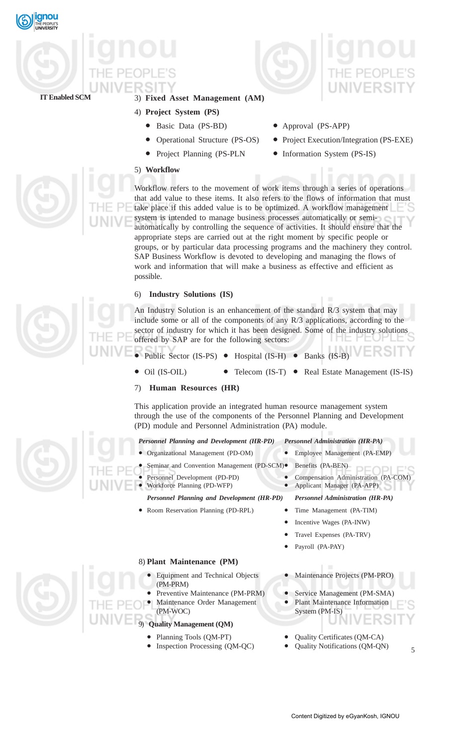3) **Fixed Asset Management (AM)**

4) **Project System (PS)**

- Basic Data (PS-BD)
- Operational Structure (PS-OS)
- Project Planning (PS-PLN
- Approval (PS-APP)
- Project Execution/Integration (PS-EXE)
- Information System (PS-IS)

5) **Workflow**

Workflow refers to the movement of work items through a series of operations that add value to these items. It also refers to the flows of information that must take place if this added value is to be optimized. A workflow management system is intended to manage business processes automatically or semi-automatically by controlling the sequence of activities. It should ensure that the appropriate steps are carried out at the right moment by specific people or groups, or by particular data processing programs and the machinery they control. SAP Business Workflow is devoted to developing and managing the flows of work and information that will make a business as effective and efficient as possible.

6) **Industry Solutions (IS)**

An Industry Solution is an enhancement of the standard R/3 system that may include some or all of the components of any R/3 applications, according to the sector of industry for which it has been designed. Some of the industry solutions offered by SAP are for the following sectors:

- Public Sector (IS-PS)
- Hospital (IS-H)
- Banks (IS-B)
- Oil (IS-OIL)
- Telecom (IS-T)
- Real Estate Management (IS-IS)

7) **Human Resources (HR)**

This application provide an integrated human resource management system through the use of the components of the Personnel Planning and Development (PD) module and Personnel Administration (PA) module.

***Personnel Planning and Development (HR-PD)***

- Organizational Management (PD-OM)
- Seminar and Convention Management (PD-SCM)
- Personnel Development (PD-PD)
- Workforce Planning (PD-WFP)
- Room Reservation Planning (PD-RPL)

***Personnel Administration (HR-PA)***

- Employee Management (PA-EMP)
- Benefits (PA-BEN)
- Compensation Administration (PA-COM)
- Applicant Manager (PA-APP)
- Time Management (PA-TIM)
- Incentive Wages (PA-INW)
- Travel Expenses (PA-TRV)
- Payroll (PA-PAY)

8) **Plant Maintenance (PM)**

- Equipment and Technical Objects (PM-PRM)
- Preventive Maintenance (PM-PRM)
- Maintenance Order Management (PM-WOC)
- Maintenance Projects (PM-PRO)
- Service Management (PM-SMA)
- Plant Maintenance Information System (PM-IS)

9) **Quality Management (QM)**

- Planning Tools (QM-PT)
- Inspection Processing (QM-QC)
- Quality Certificates (QM-CA)
- Quality Notifications (QM-QN)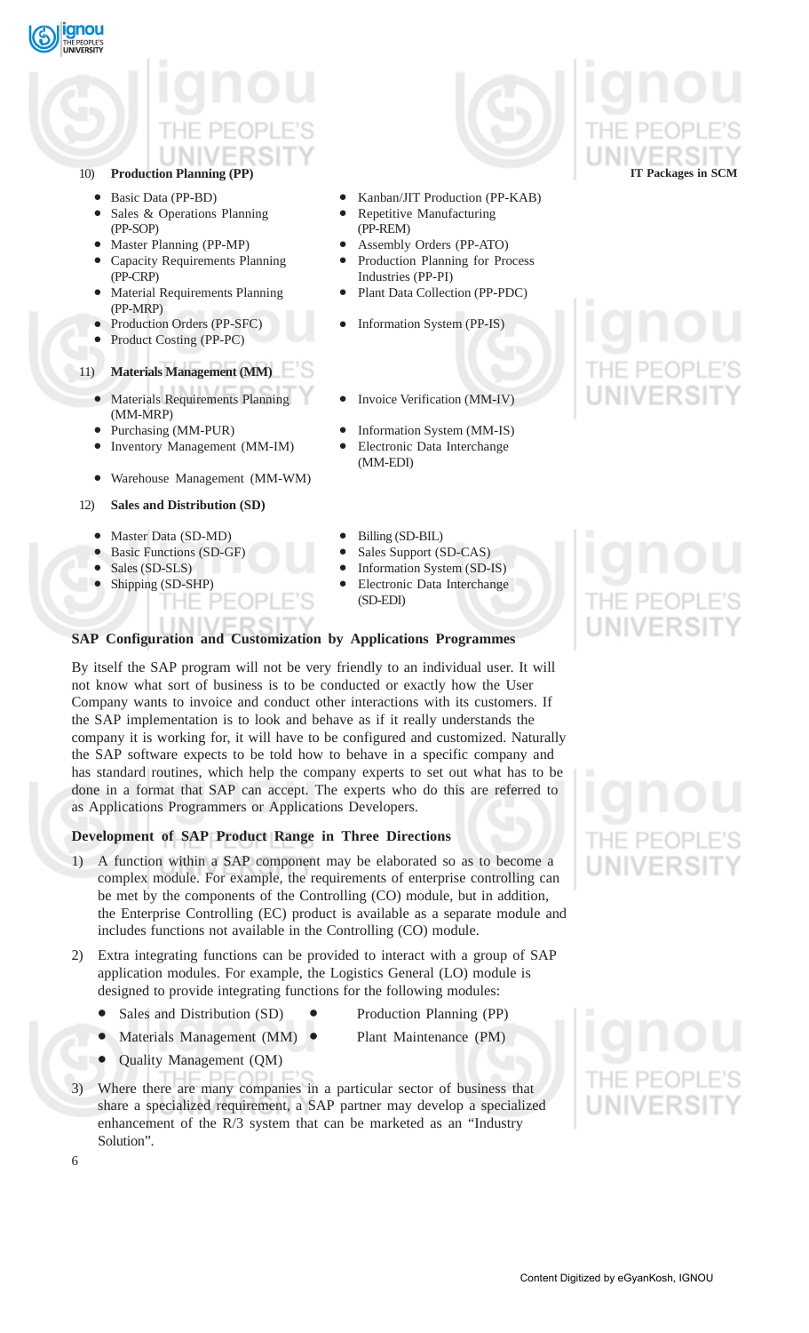10) **Production Planning (PP)**

- Basic Data (PP-BD)
- Sales & Operations Planning (PP-SOP)
- Master Planning (PP-MP)
- Capacity Requirements Planning (PP-CRP)
- Material Requirements Planning (PP-MRP)
- Production Orders (PP-SFC)
- Product Costing (PP-PC)
- Kanban/JIT Production (PP-KAB)
- Repetitive Manufacturing (PP-REM)
- Assembly Orders (PP-ATO)
- Production Planning for Process Industries (PP-PI)
- Plant Data Collection (PP-PDC)
- Information System (PP-IS)

11) **Materials Management (MM)**

- Materials Requirements Planning (MM-MRP)
- Purchasing (MM-PUR)
- Inventory Management (MM-IM)
- Warehouse Management (MM-WM)
- Invoice Verification (MM-IV)
- Information System (MM-IS)
- Electronic Data Interchange (MM-EDI)

12) **Sales and Distribution (SD)**

- Master Data (SD-MD)
- Basic Functions (SD-GF)
- Sales (SD-SLS)
- Shipping (SD-SHP)
- Billing (SD-BIL)
- Sales Support (SD-CAS)
- Information System (SD-IS)
- Electronic Data Interchange (SD-EDI)

**SAP Configuration and Customization by Applications Programmes**

By itself the SAP program will not be very friendly to an individual user. It will not know what sort of business is to be conducted or exactly how the User Company wants to invoice and conduct other interactions with its customers. If the SAP implementation is to look and behave as if it really understands the company it is working for, it will have to be configured and customized. Naturally the SAP software expects to be told how to behave in a specific company and has standard routines, which help the company experts to set out what has to be done in a format that SAP can accept. The experts who do this are referred to as Applications Programmers or Applications Developers.

**Development of SAP Product Range in Three Directions**

1) A function within a SAP component may be elaborated so as to become a complex module. For example, the requirements of enterprise controlling can be met by the components of the Controlling (CO) module, but in addition, the Enterprise Controlling (EC) product is available as a separate module and includes functions not available in the Controlling (CO) module.

2) Extra integrating functions can be provided to interact with a group of SAP application modules. For example, the Logistics General (LO) module is designed to provide integrating functions for the following modules:

   - Sales and Distribution (SD)
   - Production Planning (PP)
   - Materials Management (MM)
   - Plant Maintenance (PM)
   - Quality Management (QM)

3) Where there are many companies in a particular sector of business that share a specialized requirement, a SAP partner may develop a specialized enhancement of the R/3 system that can be marketed as an "Industry Solution".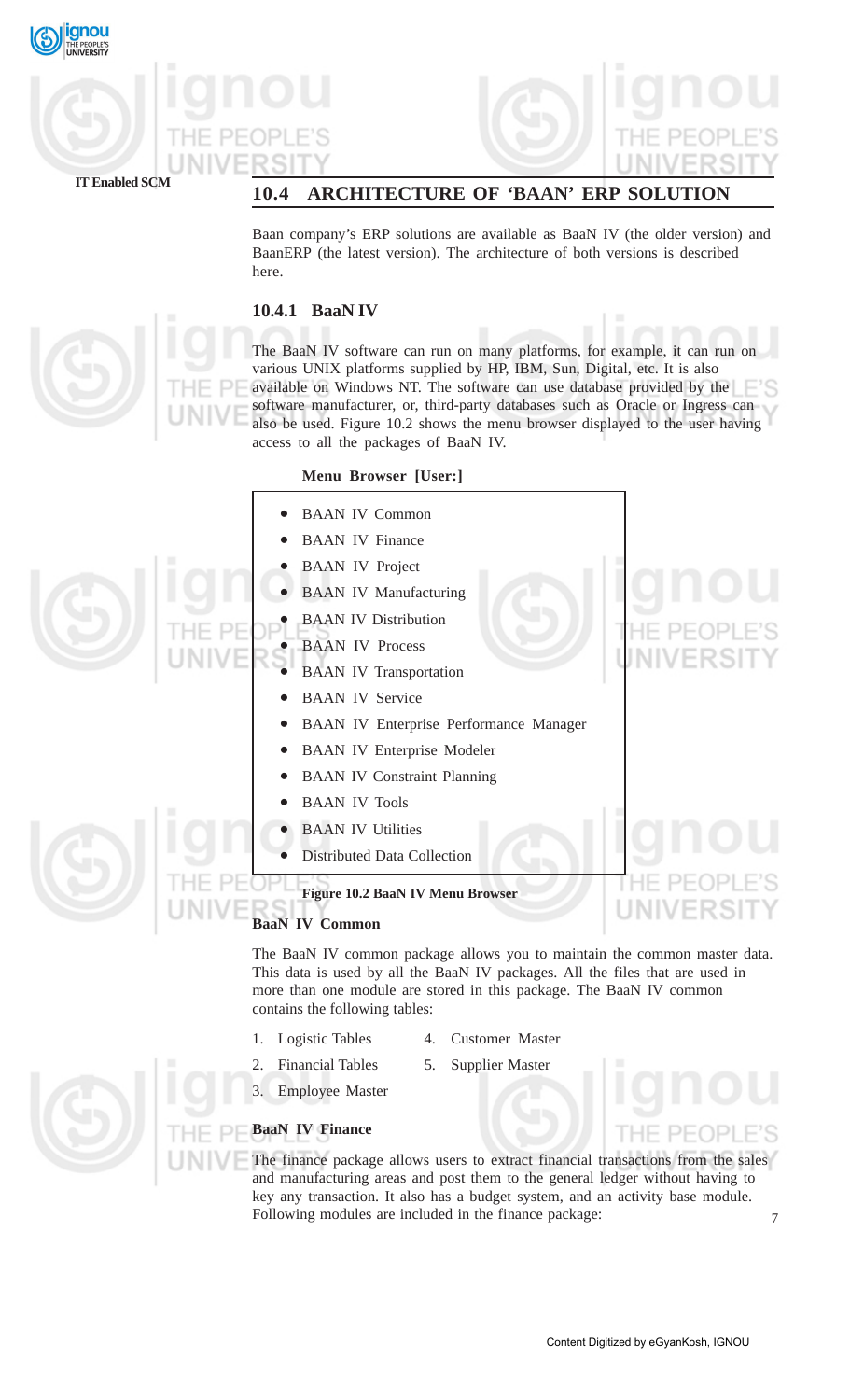## 10.4 ARCHITECTURE OF 'BAAN' ERP SOLUTION

Baan company's ERP solutions are available as BaaN IV (the older version) and BaanERP (the latest version). The architecture of both versions is described here.

### 10.4.1 BaaN IV

The BaaN IV software can run on many platforms, for example, it can run on various UNIX platforms supplied by HP, IBM, Sun, Digital, etc. It is also available on Windows NT. The software can use database provided by the software manufacturer, or, third-party databases such as Oracle or Ingress can also be used. Figure 10.2 shows the menu browser displayed to the user having access to all the packages of BaaN IV.

**Menu Browser [User:]**

- BAAN IV Common
- BAAN IV Finance
- BAAN IV Project
- BAAN IV Manufacturing
- BAAN IV Distribution
- BAAN IV Process
- BAAN IV Transportation
- BAAN IV Service
- BAAN IV Enterprise Performance Manager
- BAAN IV Enterprise Modeler
- BAAN IV Constraint Planning
- BAAN IV Tools
- BAAN IV Utilities
- Distributed Data Collection

**Figure 10.2 BaaN IV Menu Browser**

**BaaN IV Common**

The BaaN IV common package allows you to maintain the common master data. This data is used by all the BaaN IV packages. All the files that are used in more than one module are stored in this package. The BaaN IV common contains the following tables:

1. Logistic Tables
2. Financial Tables
3. Employee Master
4. Customer Master
5. Supplier Master

**BaaN IV Finance**

The finance package allows users to extract financial transactions from the sales and manufacturing areas and post them to the general ledger without having to key any transaction. It also has a budget system, and an activity base module. Following modules are included in the finance package: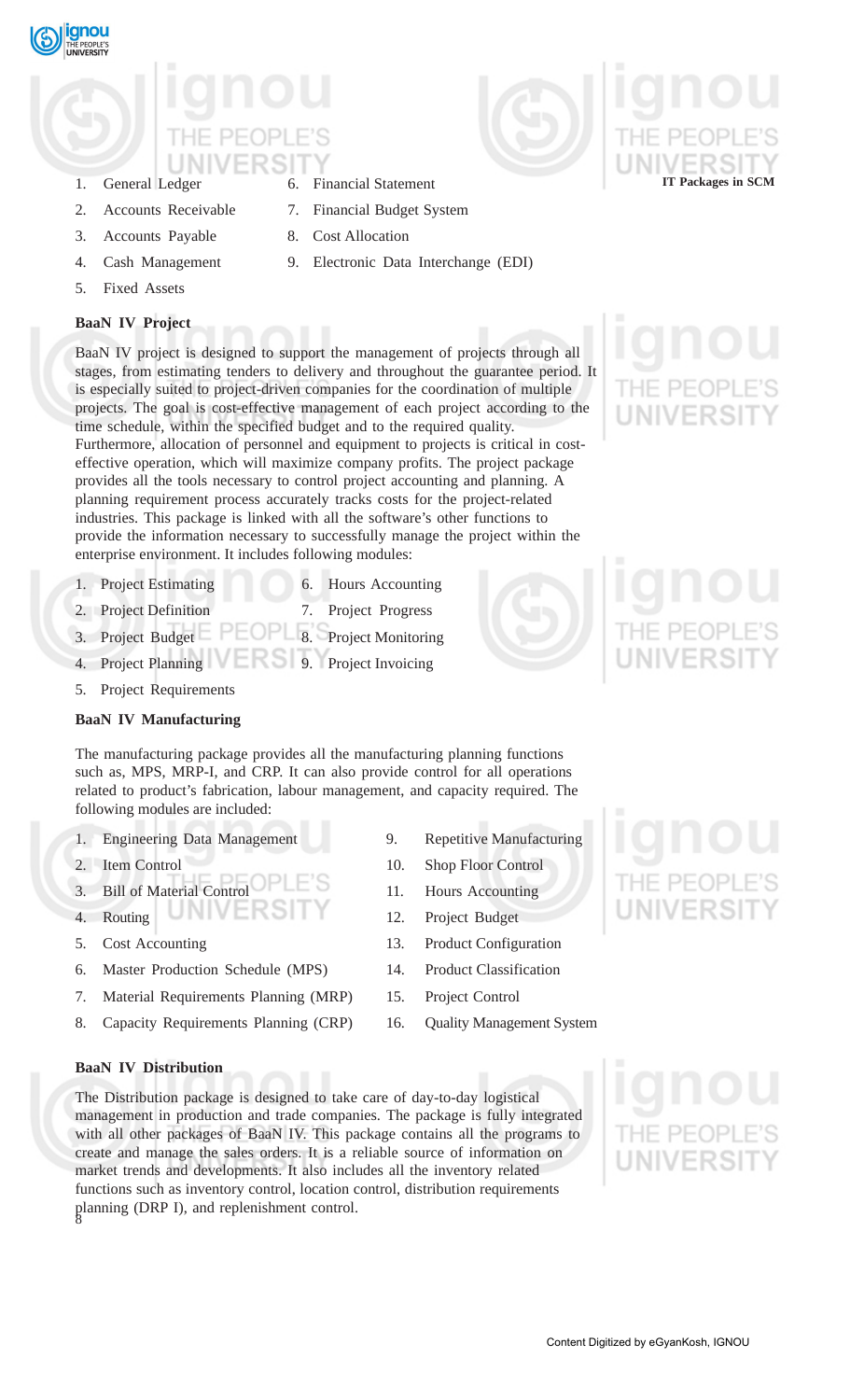1. General Ledger
2. Accounts Receivable
3. Accounts Payable
4. Cash Management
5. Fixed Assets
6. Financial Statement
7. Financial Budget System
8. Cost Allocation
9. Electronic Data Interchange (EDI)

**BaaN IV Project**

BaaN IV project is designed to support the management of projects through all stages, from estimating tenders to delivery and throughout the guarantee period. It is especially suited to project-driven companies for the coordination of multiple projects. The goal is cost-effective management of each project according to the time schedule, within the specified budget and to the required quality. Furthermore, allocation of personnel and equipment to projects is critical in cost-effective operation, which will maximize company profits. The project package provides all the tools necessary to control project accounting and planning. A planning requirement process accurately tracks costs for the project-related industries. This package is linked with all the software's other functions to provide the information necessary to successfully manage the project within the enterprise environment. It includes following modules:

1. Project Estimating
2. Project Definition
3. Project Budget
4. Project Planning
5. Project Requirements
6. Hours Accounting
7. Project Progress
8. Project Monitoring
9. Project Invoicing

**BaaN IV Manufacturing**

The manufacturing package provides all the manufacturing planning functions such as, MPS, MRP-I, and CRP. It can also provide control for all operations related to product's fabrication, labour management, and capacity required. The following modules are included:

1. Engineering Data Management
2. Item Control
3. Bill of Material Control
4. Routing
5. Cost Accounting
6. Master Production Schedule (MPS)
7. Material Requirements Planning (MRP)
8. Capacity Requirements Planning (CRP)
9. Repetitive Manufacturing
10. Shop Floor Control
11. Hours Accounting
12. Project Budget
13. Product Configuration
14. Product Classification
15. Project Control
16. Quality Management System

**BaaN IV Distribution**

The Distribution package is designed to take care of day-to-day logistical management in production and trade companies. The package is fully integrated with all other packages of BaaN IV. This package contains all the programs to create and manage the sales orders. It is a reliable source of information on market trends and developments. It also includes all the inventory related functions such as inventory control, location control, distribution requirements planning (DRP I), and replenishment control.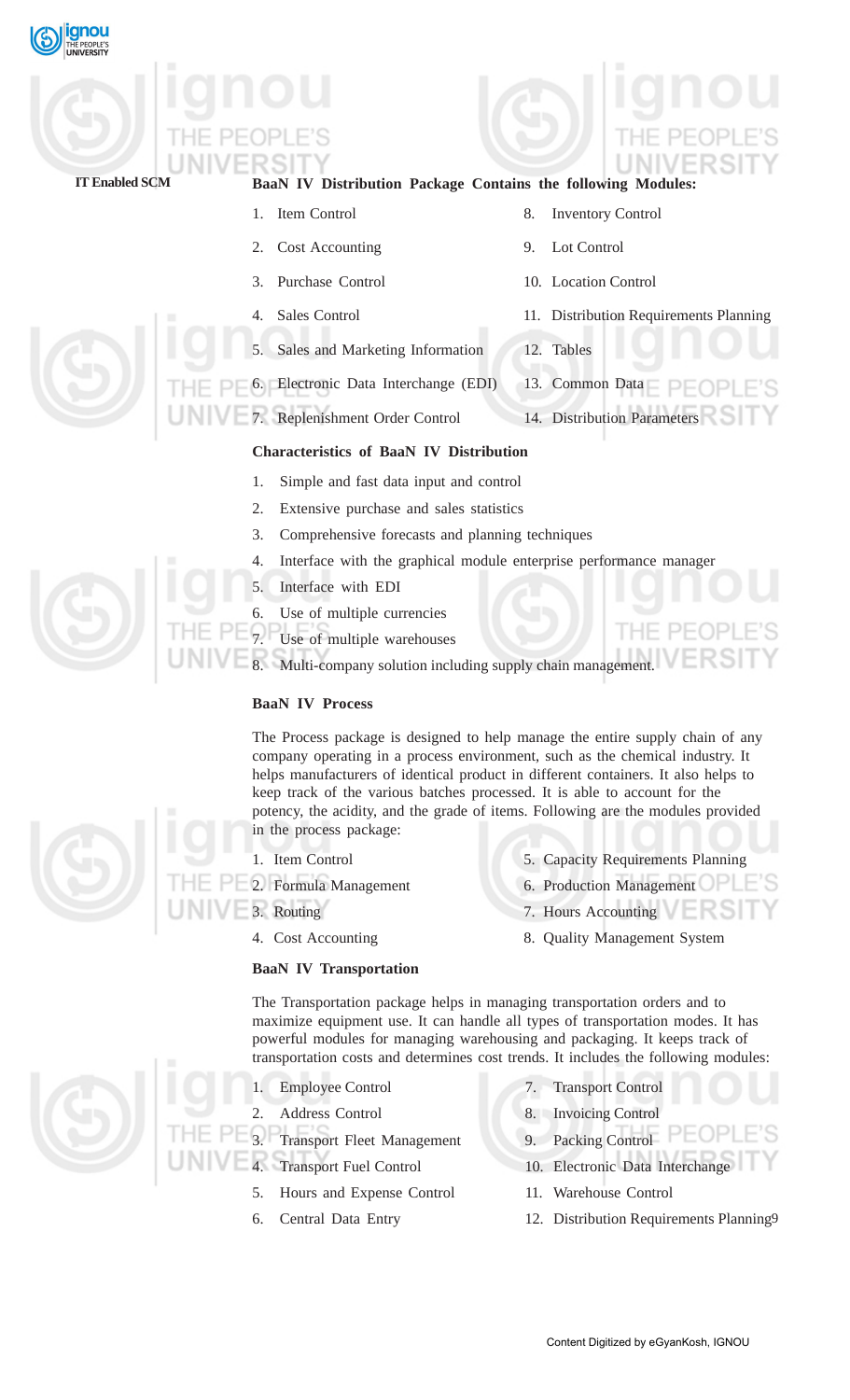**BaaN IV Distribution Package Contains the following Modules:**

1. Item Control
2. Cost Accounting
3. Purchase Control
4. Sales Control
5. Sales and Marketing Information
6. Electronic Data Interchange (EDI)
7. Replenishment Order Control
8. Inventory Control
9. Lot Control
10. Location Control
11. Distribution Requirements Planning
12. Tables
13. Common Data
14. Distribution Parameters

**Characteristics of BaaN IV Distribution**

1. Simple and fast data input and control
2. Extensive purchase and sales statistics
3. Comprehensive forecasts and planning techniques
4. Interface with the graphical module enterprise performance manager
5. Interface with EDI
6. Use of multiple currencies
7. Use of multiple warehouses
8. Multi-company solution including supply chain management.

**BaaN IV Process**

The Process package is designed to help manage the entire supply chain of any company operating in a process environment, such as the chemical industry. It helps manufacturers of identical product in different containers. It also helps to keep track of the various batches processed. It is able to account for the potency, the acidity, and the grade of items. Following are the modules provided in the process package:

1. Item Control
2. Formula Management
3. Routing
4. Cost Accounting
5. Capacity Requirements Planning
6. Production Management
7. Hours Accounting
8. Quality Management System

**BaaN IV Transportation**

The Transportation package helps in managing transportation orders and to maximize equipment use. It can handle all types of transportation modes. It has powerful modules for managing warehousing and packaging. It keeps track of transportation costs and determines cost trends. It includes the following modules:

1. Employee Control
2. Address Control
3. Transport Fleet Management
4. Transport Fuel Control
5. Hours and Expense Control
6. Central Data Entry
7. Transport Control
8. Invoicing Control
9. Packing Control
10. Electronic Data Interchange
11. Warehouse Control
12. Distribution Requirements Planning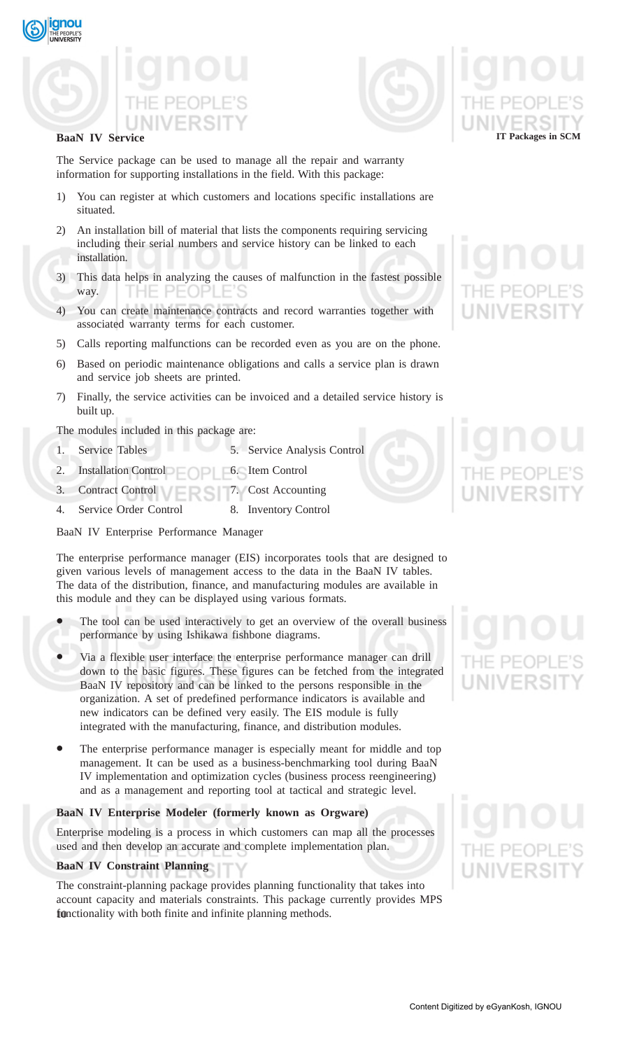### BaaN IV Service

The Service package can be used to manage all the repair and warranty information for supporting installations in the field. With this package:

1) You can register at which customers and locations specific installations are situated.
2) An installation bill of material that lists the components requiring servicing including their serial numbers and service history can be linked to each installation.
3) This data helps in analyzing the causes of malfunction in the fastest possible way.
4) You can create maintenance contracts and record warranties together with associated warranty terms for each customer.
5) Calls reporting malfunctions can be recorded even as you are on the phone.
6) Based on periodic maintenance obligations and calls a service plan is drawn and service job sheets are printed.
7) Finally, the service activities can be invoiced and a detailed service history is built up.

The modules included in this package are:

1. Service Tables
2. Installation Control
3. Contract Control
4. Service Order Control
5. Service Analysis Control
6. Item Control
7. Cost Accounting
8. Inventory Control

BaaN IV Enterprise Performance Manager

The enterprise performance manager (EIS) incorporates tools that are designed to given various levels of management access to the data in the BaaN IV tables. The data of the distribution, finance, and manufacturing modules are available in this module and they can be displayed using various formats.

- The tool can be used interactively to get an overview of the overall business performance by using Ishikawa fishbone diagrams.
- Via a flexible user interface the enterprise performance manager can drill down to the basic figures. These figures can be fetched from the integrated BaaN IV repository and can be linked to the persons responsible in the organization. A set of predefined performance indicators is available and new indicators can be defined very easily. The EIS module is fully integrated with the manufacturing, finance, and distribution modules.
- The enterprise performance manager is especially meant for middle and top management. It can be used as a business-benchmarking tool during BaaN IV implementation and optimization cycles (business process reengineering) and as a management and reporting tool at tactical and strategic level.

### BaaN IV Enterprise Modeler (formerly known as Orgware)

Enterprise modeling is a process in which customers can map all the processes used and then develop an accurate and complete implementation plan.

### BaaN IV Constraint Planning

The constraint-planning package provides planning functionality that takes into account capacity and materials constraints. This package currently provides MPS functionality with both finite and infinite planning methods.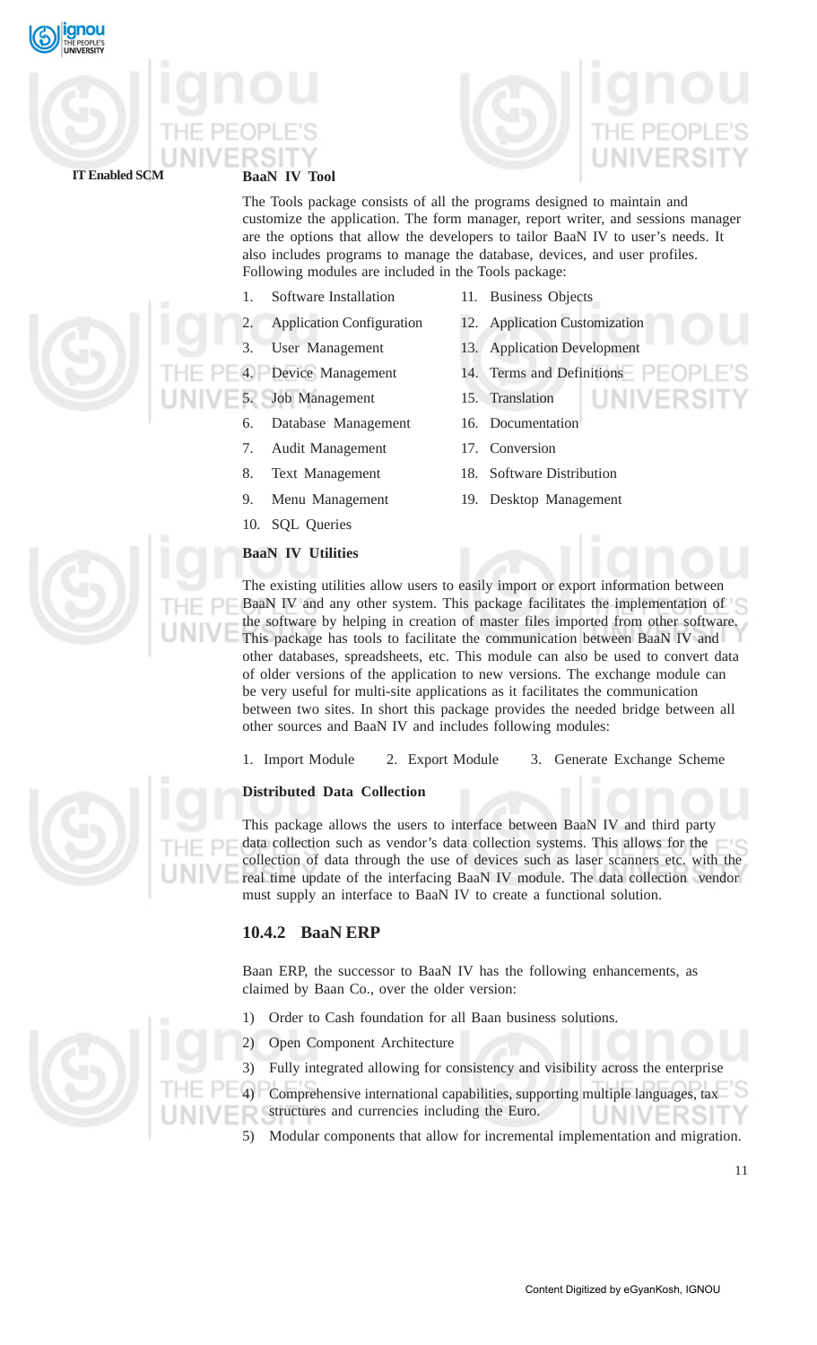**BaaN IV Tool**

The Tools package consists of all the programs designed to maintain and customize the application. The form manager, report writer, and sessions manager are the options that allow the developers to tailor BaaN IV to user's needs. It also includes programs to manage the database, devices, and user profiles. Following modules are included in the Tools package:

1. Software Installation
2. Application Configuration
3. User Management
4. Device Management
5. Job Management
6. Database Management
7. Audit Management
8. Text Management
9. Menu Management
10. SQL Queries
11. Business Objects
12. Application Customization
13. Application Development
14. Terms and Definitions
15. Translation
16. Documentation
17. Conversion
18. Software Distribution
19. Desktop Management

**BaaN IV Utilities**

The existing utilities allow users to easily import or export information between BaaN IV and any other system. This package facilitates the implementation of the software by helping in creation of master files imported from other software. This package has tools to facilitate the communication between BaaN IV and other databases, spreadsheets, etc. This module can also be used to convert data of older versions of the application to new versions. The exchange module can be very useful for multi-site applications as it facilitates the communication between two sites. In short this package provides the needed bridge between all other sources and BaaN IV and includes following modules:

1. Import Module
2. Export Module
3. Generate Exchange Scheme

**Distributed Data Collection**

This package allows the users to interface between BaaN IV and third party data collection such as vendor's data collection systems. This allows for the collection of data through the use of devices such as laser scanners etc. with the real time update of the interfacing BaaN IV module. The data collection vendor must supply an interface to BaaN IV to create a functional solution.

### 10.4.2 BaaN ERP

Baan ERP, the successor to BaaN IV has the following enhancements, as claimed by Baan Co., over the older version:

1) Order to Cash foundation for all Baan business solutions.
2) Open Component Architecture
3) Fully integrated allowing for consistency and visibility across the enterprise
4) Comprehensive international capabilities, supporting multiple languages, tax structures and currencies including the Euro.
5) Modular components that allow for incremental implementation and migration.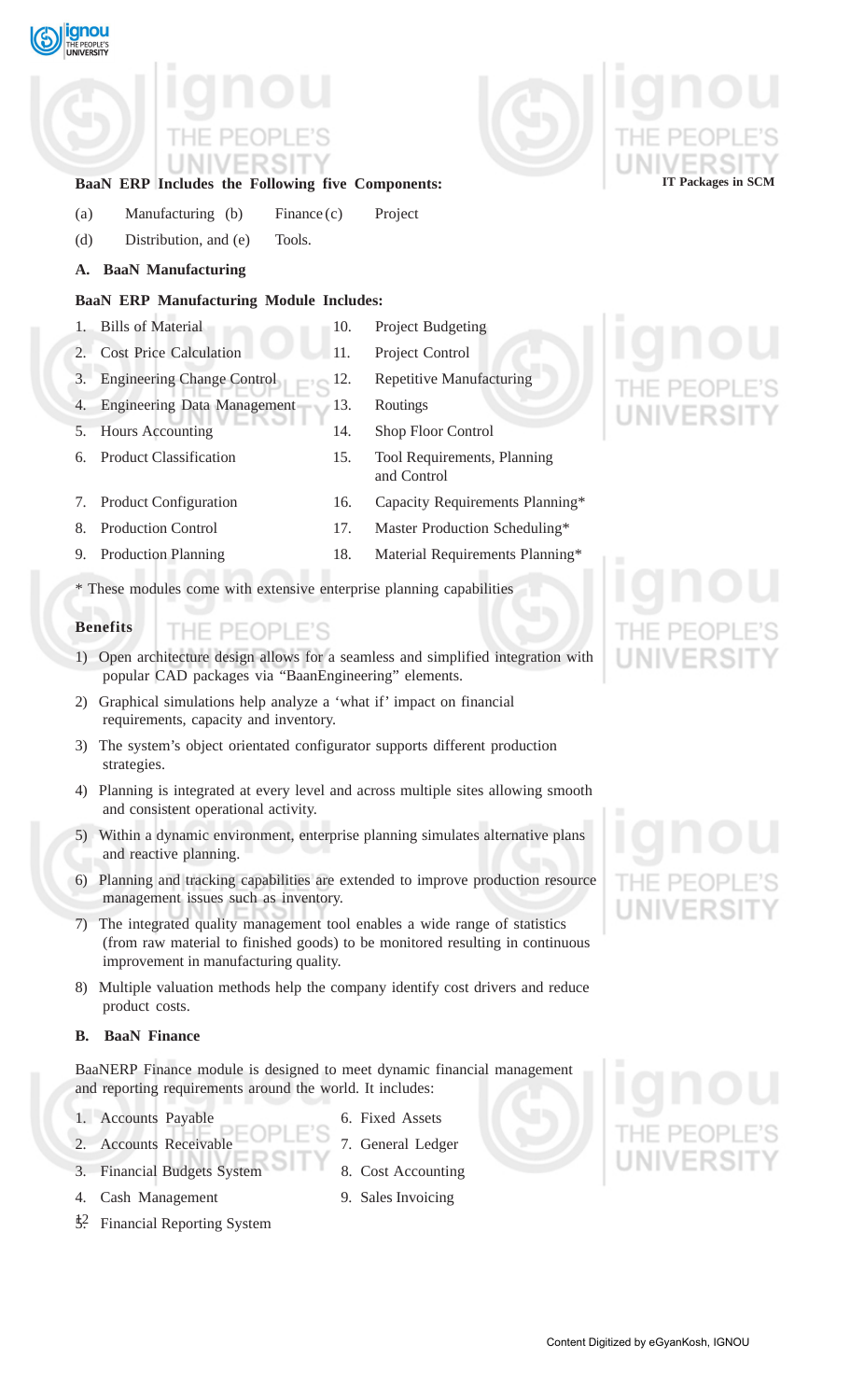**BaaN ERP Includes the Following five Components:**

(a) Manufacturing (b) Finance (c) Project

(d) Distribution, and (e) Tools.

**A. BaaN Manufacturing**

**BaaN ERP Manufacturing Module Includes:**

1. Bills of Material
2. Cost Price Calculation
3. Engineering Change Control
4. Engineering Data Management
5. Hours Accounting
6. Product Classification
7. Product Configuration
8. Production Control
9. Production Planning
10. Project Budgeting
11. Project Control
12. Repetitive Manufacturing
13. Routings
14. Shop Floor Control
15. Tool Requirements, Planning and Control
16. Capacity Requirements Planning*
17. Master Production Scheduling*
18. Material Requirements Planning*

* These modules come with extensive enterprise planning capabilities

**Benefits**

1) Open architecture design allows for a seamless and simplified integration with popular CAD packages via "BaanEngineering" elements.
2) Graphical simulations help analyze a 'what if' impact on financial requirements, capacity and inventory.
3) The system's object orientated configurator supports different production strategies.
4) Planning is integrated at every level and across multiple sites allowing smooth and consistent operational activity.
5) Within a dynamic environment, enterprise planning simulates alternative plans and reactive planning.
6) Planning and tracking capabilities are extended to improve production resource management issues such as inventory.
7) The integrated quality management tool enables a wide range of statistics (from raw material to finished goods) to be monitored resulting in continuous improvement in manufacturing quality.
8) Multiple valuation methods help the company identify cost drivers and reduce product costs.

**B. BaaN Finance**

BaaNERP Finance module is designed to meet dynamic financial management and reporting requirements around the world. It includes:

1. Accounts Payable
2. Accounts Receivable
3. Financial Budgets System
4. Cash Management
5. Financial Reporting System
6. Fixed Assets
7. General Ledger
8. Cost Accounting
9. Sales Invoicing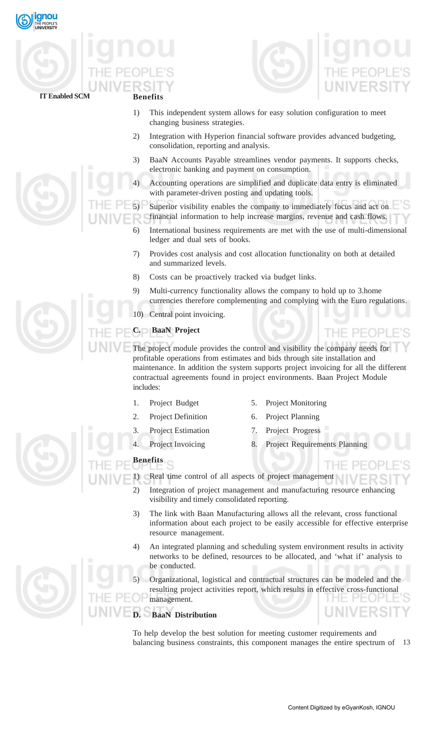**Benefits**

1) This independent system allows for easy solution configuration to meet changing business strategies.
2) Integration with Hyperion financial software provides advanced budgeting, consolidation, reporting and analysis.
3) BaaN Accounts Payable streamlines vendor payments. It supports checks, electronic banking and payment on consumption.
4) Accounting operations are simplified and duplicate data entry is eliminated with parameter-driven posting and updating tools.
5) Superior visibility enables the company to immediately focus and act on financial information to help increase margins, revenue and cash flows.
6) International business requirements are met with the use of multi-dimensional ledger and dual sets of books.
7) Provides cost analysis and cost allocation functionality on both at detailed and summarized levels.
8) Costs can be proactively tracked via budget links.
9) Multi-currency functionality allows the company to hold up to 3.home currencies therefore complementing and complying with the Euro regulations.
10) Central point invoicing.

**C. BaaN Project**

The project module provides the control and visibility the company needs for profitable operations from estimates and bids through site installation and maintenance. In addition the system supports project invoicing for all the different contractual agreements found in project environments. Baan Project Module includes:

1. Project Budget
2. Project Definition
3. Project Estimation
4. Project Invoicing
5. Project Monitoring
6. Project Planning
7. Project Progress
8. Project Requirements Planning

**Benefits**

1) Real time control of all aspects of project management
2) Integration of project management and manufacturing resource enhancing visibility and timely consolidated reporting.
3) The link with Baan Manufacturing allows all the relevant, cross functional information about each project to be easily accessible for effective enterprise resource management.
4) An integrated planning and scheduling system environment results in activity networks to be defined, resources to be allocated, and 'what if' analysis to be conducted.
5) Organizational, logistical and contractual structures can be modeled and the resulting project activities report, which results in effective cross-functional management.

**D. BaaN Distribution**

To help develop the best solution for meeting customer requirements and balancing business constraints, this component manages the entire spectrum of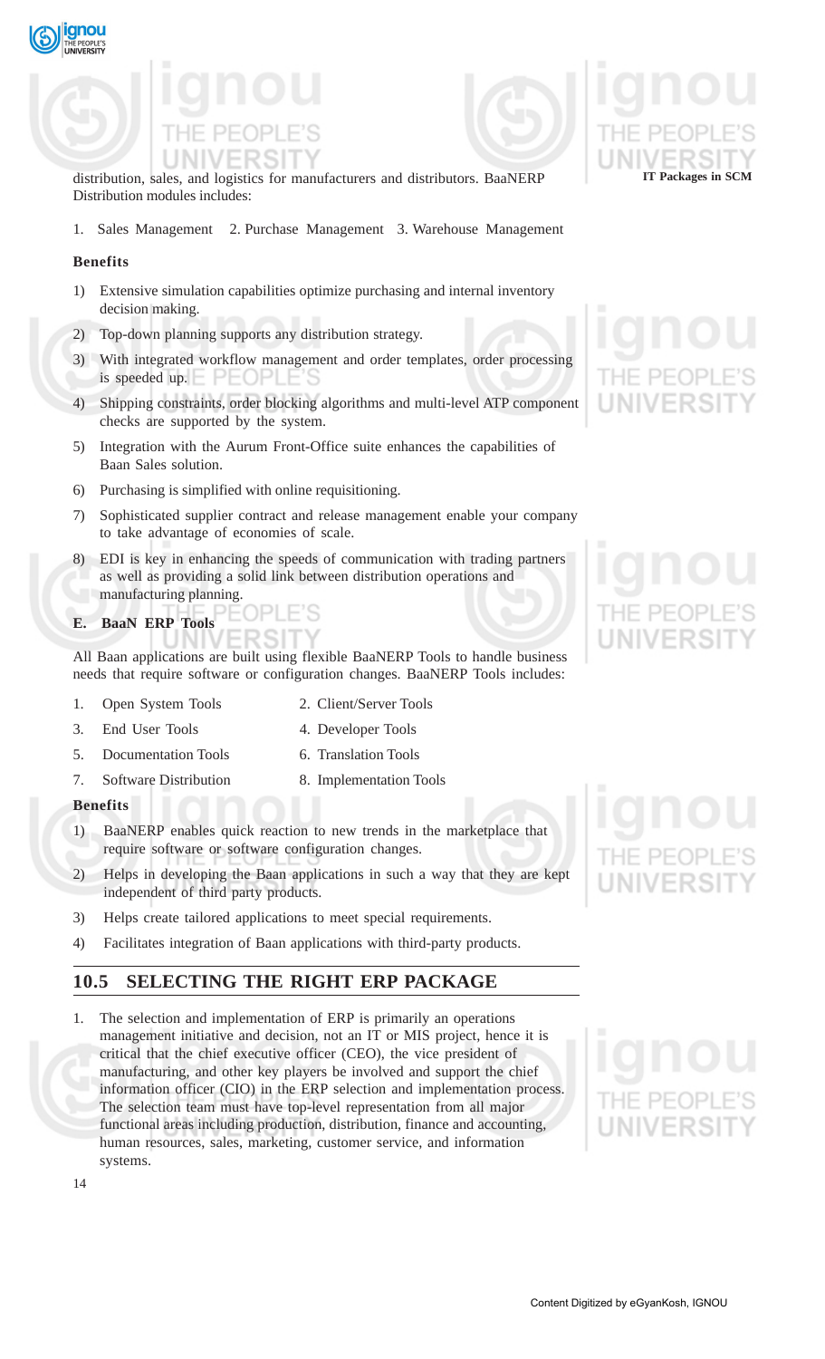distribution, sales, and logistics for manufacturers and distributors. BaaNERP Distribution modules includes:

1. Sales Management 2. Purchase Management 3. Warehouse Management

**Benefits**

1) Extensive simulation capabilities optimize purchasing and internal inventory decision making.
2) Top-down planning supports any distribution strategy.
3) With integrated workflow management and order templates, order processing is speeded up.
4) Shipping constraints, order blocking algorithms and multi-level ATP component checks are supported by the system.
5) Integration with the Aurum Front-Office suite enhances the capabilities of Baan Sales solution.
6) Purchasing is simplified with online requisitioning.
7) Sophisticated supplier contract and release management enable your company to take advantage of economies of scale.
8) EDI is key in enhancing the speeds of communication with trading partners as well as providing a solid link between distribution operations and manufacturing planning.

**E. BaaN ERP Tools**

All Baan applications are built using flexible BaaNERP Tools to handle business needs that require software or configuration changes. BaaNERP Tools includes:

1. Open System Tools
2. Client/Server Tools
3. End User Tools
4. Developer Tools
5. Documentation Tools
6. Translation Tools
7. Software Distribution
8. Implementation Tools

**Benefits**

1) BaaNERP enables quick reaction to new trends in the marketplace that require software or software configuration changes.
2) Helps in developing the Baan applications in such a way that they are kept independent of third party products.
3) Helps create tailored applications to meet special requirements.
4) Facilitates integration of Baan applications with third-party products.

## 10.5 SELECTING THE RIGHT ERP PACKAGE

1. The selection and implementation of ERP is primarily an operations management initiative and decision, not an IT or MIS project, hence it is critical that the chief executive officer (CEO), the vice president of manufacturing, and other key players be involved and support the chief information officer (CIO) in the ERP selection and implementation process. The selection team must have top-level representation from all major functional areas including production, distribution, finance and accounting, human resources, sales, marketing, customer service, and information systems.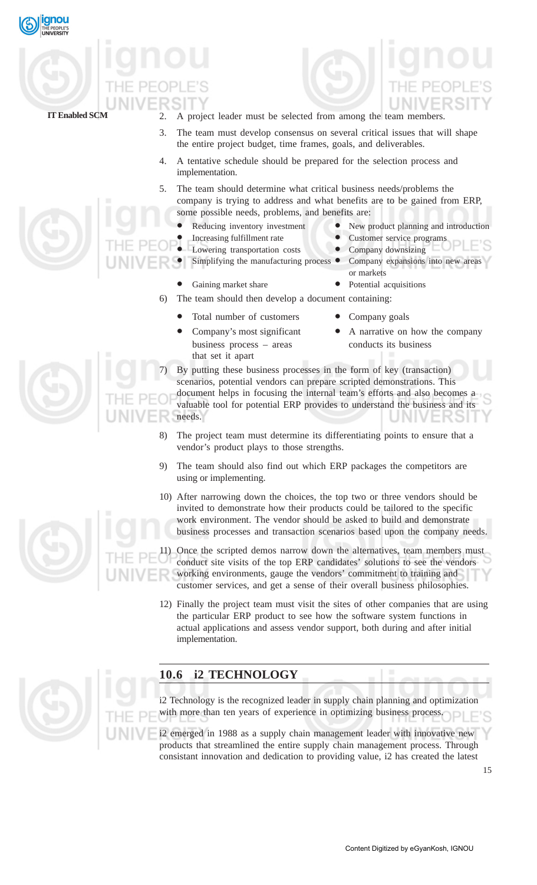2. A project leader must be selected from among the team members.

3. The team must develop consensus on several critical issues that will shape the entire project budget, time frames, goals, and deliverables.

4. A tentative schedule should be prepared for the selection process and implementation.

5. The team should determine what critical business needs/problems the company is trying to address and what benefits are to be gained from ERP, some possible needs, problems, and benefits are:

   - Reducing inventory investment
   - Increasing fulfillment rate
   - Lowering transportation costs
   - Simplifying the manufacturing process
   - Gaining market share
   - New product planning and introduction
   - Customer service programs
   - Company downsizing
   - Company expansions into new areas or markets
   - Potential acquisitions

6) The team should then develop a document containing:

   - Total number of customers
   - Company's most significant business process – areas that set it apart
   - Company goals
   - A narrative on how the company conducts its business

7) By putting these business processes in the form of key (transaction) scenarios, potential vendors can prepare scripted demonstrations. This document helps in focusing the internal team's efforts and also becomes a valuable tool for potential ERP provides to understand the business and its needs.

8) The project team must determine its differentiating points to ensure that a vendor's product plays to those strengths.

9) The team should also find out which ERP packages the competitors are using or implementing.

10) After narrowing down the choices, the top two or three vendors should be invited to demonstrate how their products could be tailored to the specific work environment. The vendor should be asked to build and demonstrate business processes and transaction scenarios based upon the company needs.

11) Once the scripted demos narrow down the alternatives, team members must conduct site visits of the top ERP candidates' solutions to see the vendors working environments, gauge the vendors' commitment to training and customer services, and get a sense of their overall business philosophies.

12) Finally the project team must visit the sites of other companies that are using the particular ERP product to see how the software system functions in actual applications and assess vendor support, both during and after initial implementation.

## 10.6 i2 TECHNOLOGY

i2 Technology is the recognized leader in supply chain planning and optimization with more than ten years of experience in optimizing business process.

i2 emerged in 1988 as a supply chain management leader with innovative new products that streamlined the entire supply chain management process. Through consistant innovation and dedication to providing value, i2 has created the latest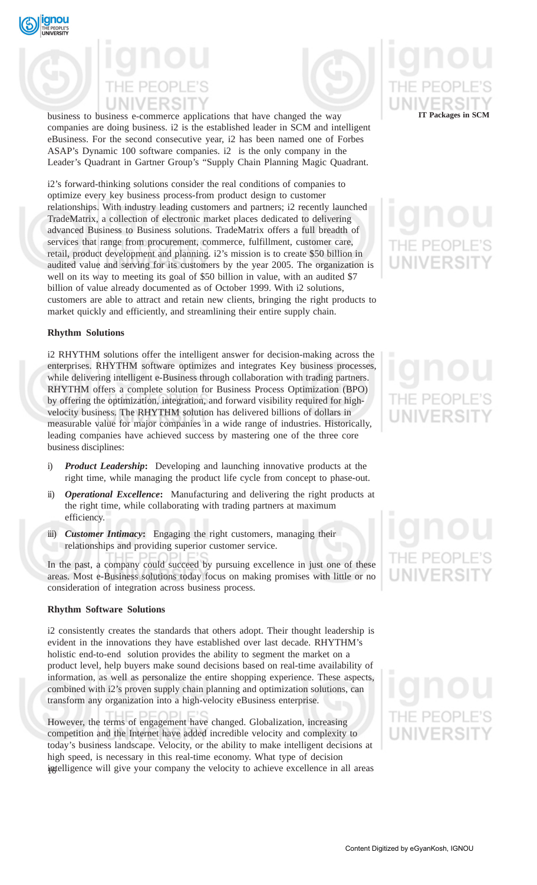business to business e-commerce applications that have changed the way companies are doing business. i2 is the established leader in SCM and intelligent eBusiness. For the second consecutive year, i2 has been named one of Forbes ASAP's Dynamic 100 software companies. i2 is the only company in the Leader's Quadrant in Gartner Group's "Supply Chain Planning Magic Quadrant.

i2's forward-thinking solutions consider the real conditions of companies to optimize every key business process-from product design to customer relationships. With industry leading customers and partners; i2 recently launched TradeMatrix, a collection of electronic market places dedicated to delivering advanced Business to Business solutions. TradeMatrix offers a full breadth of services that range from procurement, commerce, fulfillment, customer care, retail, product development and planning. i2's mission is to create $50 billion in audited value and serving for its customers by the year 2005. The organization is well on its way to meeting its goal of $50 billion in value, with an audited $7 billion of value already documented as of October 1999. With i2 solutions, customers are able to attract and retain new clients, bringing the right products to market quickly and efficiently, and streamlining their entire supply chain.

**Rhythm Solutions**

i2 RHYTHM solutions offer the intelligent answer for decision-making across the enterprises. RHYTHM software optimizes and integrates Key business processes, while delivering intelligent e-Business through collaboration with trading partners. RHYTHM offers a complete solution for Business Process Optimization (BPO) by offering the optimization, integration, and forward visibility required for high-velocity business. The RHYTHM solution has delivered billions of dollars in measurable value for major companies in a wide range of industries. Historically, leading companies have achieved success by mastering one of the three core business disciplines:

i) ***Product Leadership*****:** Developing and launching innovative products at the right time, while managing the product life cycle from concept to phase-out.

ii) ***Operational Excellence*****:** Manufacturing and delivering the right products at the right time, while collaborating with trading partners at maximum efficiency.

iii) ***Customer Intimacy*****:** Engaging the right customers, managing their relationships and providing superior customer service.

In the past, a company could succeed by pursuing excellence in just one of these areas. Most e-Business solutions today focus on making promises with little or no consideration of integration across business process.

**Rhythm Software Solutions**

i2 consistently creates the standards that others adopt. Their thought leadership is evident in the innovations they have established over last decade. RHYTHM's holistic end-to-end solution provides the ability to segment the market on a product level, help buyers make sound decisions based on real-time availability of information, as well as personalize the entire shopping experience. These aspects, combined with i2's proven supply chain planning and optimization solutions, can transform any organization into a high-velocity eBusiness enterprise.

However, the terms of engagement have changed. Globalization, increasing competition and the Internet have added incredible velocity and complexity to today's business landscape. Velocity, or the ability to make intelligent decisions at high speed, is necessary in this real-time economy. What type of decision intelligence will give your company the velocity to achieve excellence in all areas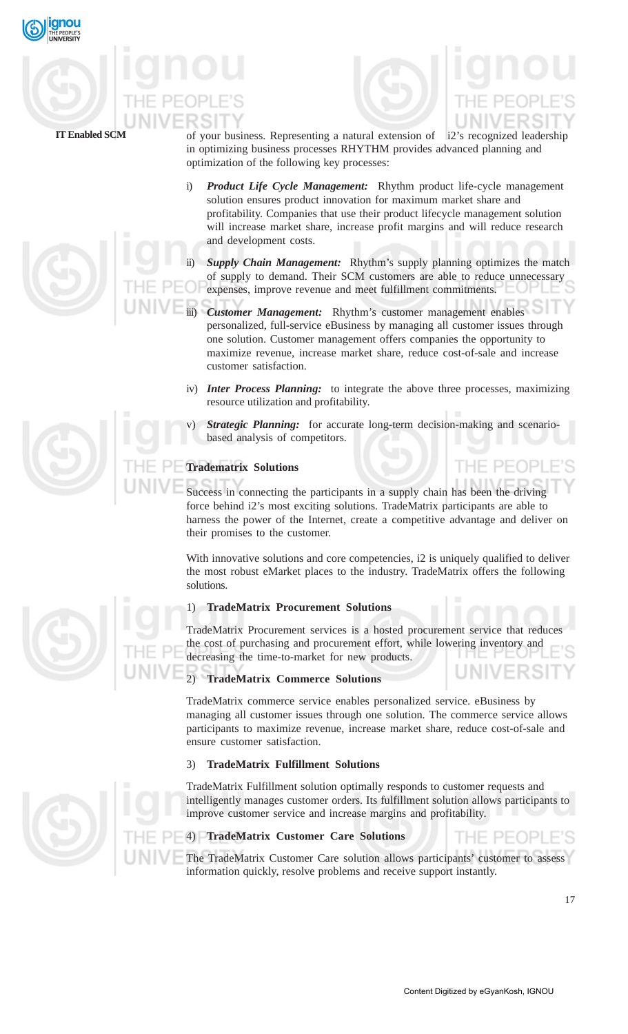of your business. Representing a natural extension of i2's recognized leadership in optimizing business processes RHYTHM provides advanced planning and optimization of the following key processes:

i) ***Product Life Cycle Management:*** Rhythm product life-cycle management solution ensures product innovation for maximum market share and profitability. Companies that use their product lifecycle management solution will increase market share, increase profit margins and will reduce research and development costs.

ii) ***Supply Chain Management:*** Rhythm's supply planning optimizes the match of supply to demand. Their SCM customers are able to reduce unnecessary expenses, improve revenue and meet fulfillment commitments.

iii) ***Customer Management:*** Rhythm's customer management enables personalized, full-service eBusiness by managing all customer issues through one solution. Customer management offers companies the opportunity to maximize revenue, increase market share, reduce cost-of-sale and increase customer satisfaction.

iv) ***Inter Process Planning:*** to integrate the above three processes, maximizing resource utilization and profitability.

v) ***Strategic Planning:*** for accurate long-term decision-making and scenario-based analysis of competitors.

**Tradematrix Solutions**

Success in connecting the participants in a supply chain has been the driving force behind i2's most exciting solutions. TradeMatrix participants are able to harness the power of the Internet, create a competitive advantage and deliver on their promises to the customer.

With innovative solutions and core competencies, i2 is uniquely qualified to deliver the most robust eMarket places to the industry. TradeMatrix offers the following solutions.

1) **TradeMatrix Procurement Solutions**

TradeMatrix Procurement services is a hosted procurement service that reduces the cost of purchasing and procurement effort, while lowering inventory and decreasing the time-to-market for new products.

2) **TradeMatrix Commerce Solutions**

TradeMatrix commerce service enables personalized service. eBusiness by managing all customer issues through one solution. The commerce service allows participants to maximize revenue, increase market share, reduce cost-of-sale and ensure customer satisfaction.

3) **TradeMatrix Fulfillment Solutions**

TradeMatrix Fulfillment solution optimally responds to customer requests and intelligently manages customer orders. Its fulfillment solution allows participants to improve customer service and increase margins and profitability.

4) **TradeMatrix Customer Care Solutions**

The TradeMatrix Customer Care solution allows participants' customer to assess information quickly, resolve problems and receive support instantly.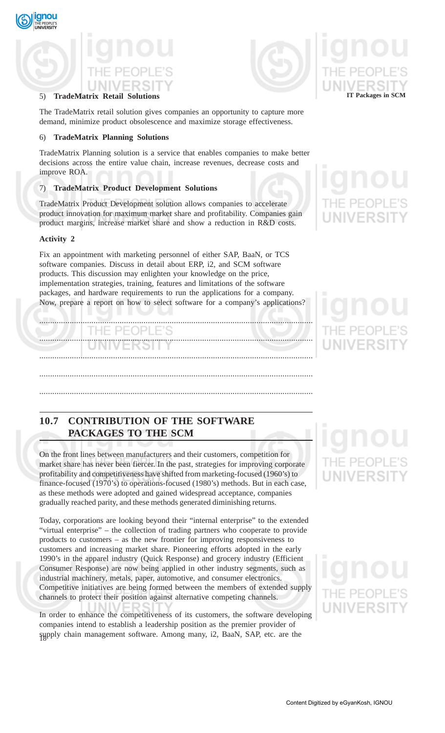5) **TradeMatrix Retail Solutions**

The TradeMatrix retail solution gives companies an opportunity to capture more demand, minimize product obsolescence and maximize storage effectiveness.

6) **TradeMatrix Planning Solutions**

TradeMatrix Planning solution is a service that enables companies to make better decisions across the entire value chain, increase revenues, decrease costs and improve ROA.

7) **TradeMatrix Product Development Solutions**

TradeMatrix Product Development solution allows companies to accelerate product innovation for maximum market share and profitability. Companies gain product margins, increase market share and show a reduction in R&D costs.

**Activity 2**

Fix an appointment with marketing personnel of either SAP, BaaN, or TCS software companies. Discuss in detail about ERP, i2, and SCM software products. This discussion may enlighten your knowledge on the price, implementation strategies, training, features and limitations of the software packages, and hardware requirements to run the applications for a company. Now, prepare a report on how to select software for a company's applications?

.............................................................................................................

.............................................................................................................

.............................................................................................................

.............................................................................................................

.............................................................................................................

## 10.7 CONTRIBUTION OF THE SOFTWARE PACKAGES TO THE SCM

On the front lines between manufacturers and their customers, competition for market share has never been fiercer. In the past, strategies for improving corporate profitability and competitiveness have shifted from marketing-focused (1960's) to finance-focused (1970's) to operations-focused (1980's) methods. But in each case, as these methods were adopted and gained widespread acceptance, companies gradually reached parity, and these methods generated diminishing returns.

Today, corporations are looking beyond their "internal enterprise" to the extended "virtual enterprise" – the collection of trading partners who cooperate to provide products to customers – as the new frontier for improving responsiveness to customers and increasing market share. Pioneering efforts adopted in the early 1990's in the apparel industry (Quick Response) and grocery industry (Efficient Consumer Response) are now being applied in other industry segments, such as industrial machinery, metals, paper, automotive, and consumer electronics. Competitive initiatives are being formed between the members of extended supply channels to protect their position against alternative competing channels.

In order to enhance the competitiveness of its customers, the software developing companies intend to establish a leadership position as the premier provider of supply chain management software. Among many, i2, BaaN, SAP, etc. are the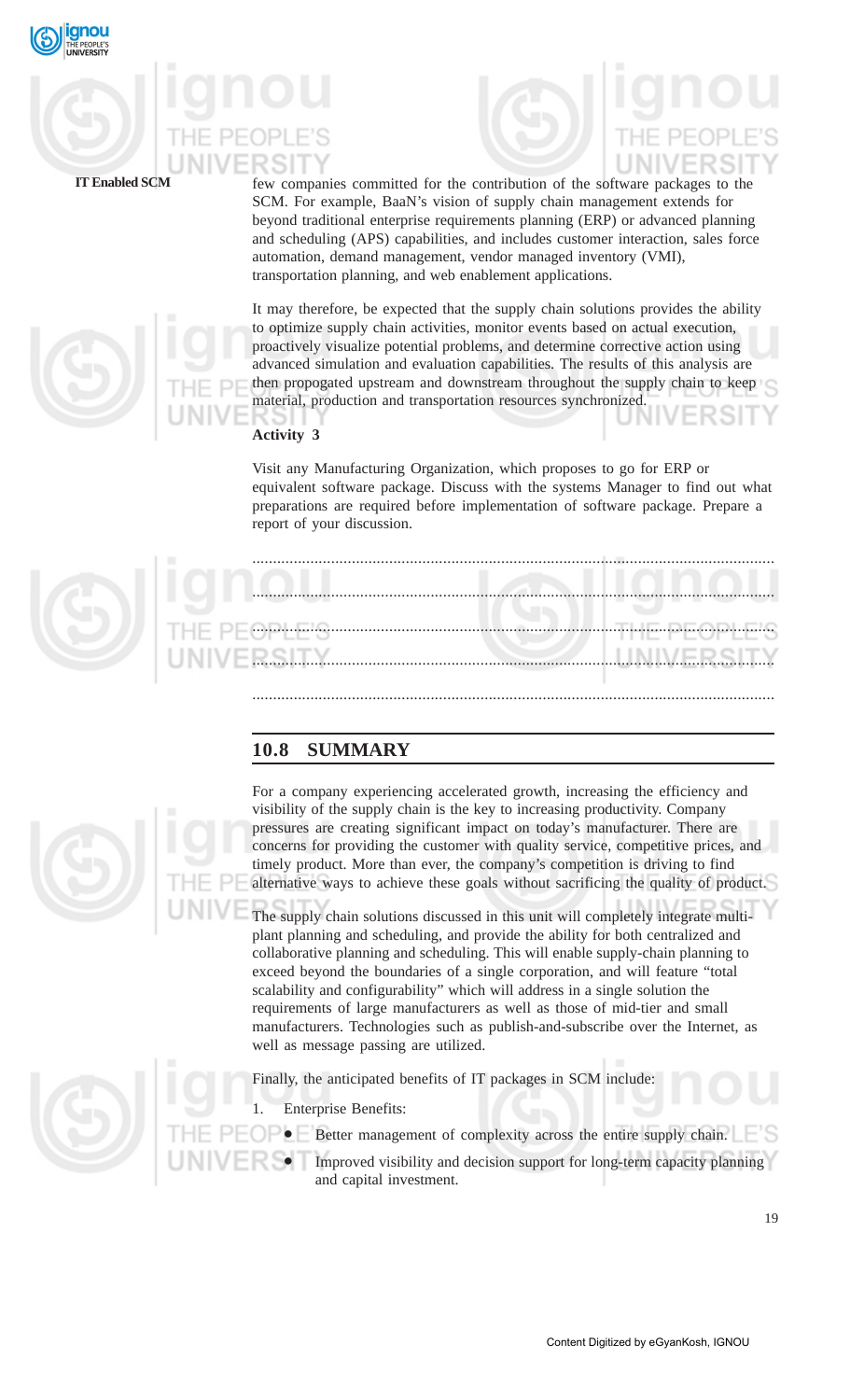few companies committed for the contribution of the software packages to the SCM. For example, BaaN's vision of supply chain management extends for beyond traditional enterprise requirements planning (ERP) or advanced planning and scheduling (APS) capabilities, and includes customer interaction, sales force automation, demand management, vendor managed inventory (VMI), transportation planning, and web enablement applications.

It may therefore, be expected that the supply chain solutions provides the ability to optimize supply chain activities, monitor events based on actual execution, proactively visualize potential problems, and determine corrective action using advanced simulation and evaluation capabilities. The results of this analysis are then propogated upstream and downstream throughout the supply chain to keep material, production and transportation resources synchronized.

**Activity 3**

Visit any Manufacturing Organization, which proposes to go for ERP or equivalent software package. Discuss with the systems Manager to find out what preparations are required before implementation of software package. Prepare a report of your discussion.

..........................................................................................................................

..........................................................................................................................

..........................................................................................................................

..........................................................................................................................

..........................................................................................................................

## 10.8 SUMMARY

For a company experiencing accelerated growth, increasing the efficiency and visibility of the supply chain is the key to increasing productivity. Company pressures are creating significant impact on today's manufacturer. There are concerns for providing the customer with quality service, competitive prices, and timely product. More than ever, the company's competition is driving to find alternative ways to achieve these goals without sacrificing the quality of product.

The supply chain solutions discussed in this unit will completely integrate multi-plant planning and scheduling, and provide the ability for both centralized and collaborative planning and scheduling. This will enable supply-chain planning to exceed beyond the boundaries of a single corporation, and will feature "total scalability and configurability" which will address in a single solution the requirements of large manufacturers as well as those of mid-tier and small manufacturers. Technologies such as publish-and-subscribe over the Internet, as well as message passing are utilized.

Finally, the anticipated benefits of IT packages in SCM include:

1. Enterprise Benefits:
   - Better management of complexity across the entire supply chain.
   - Improved visibility and decision support for long-term capacity planning and capital investment.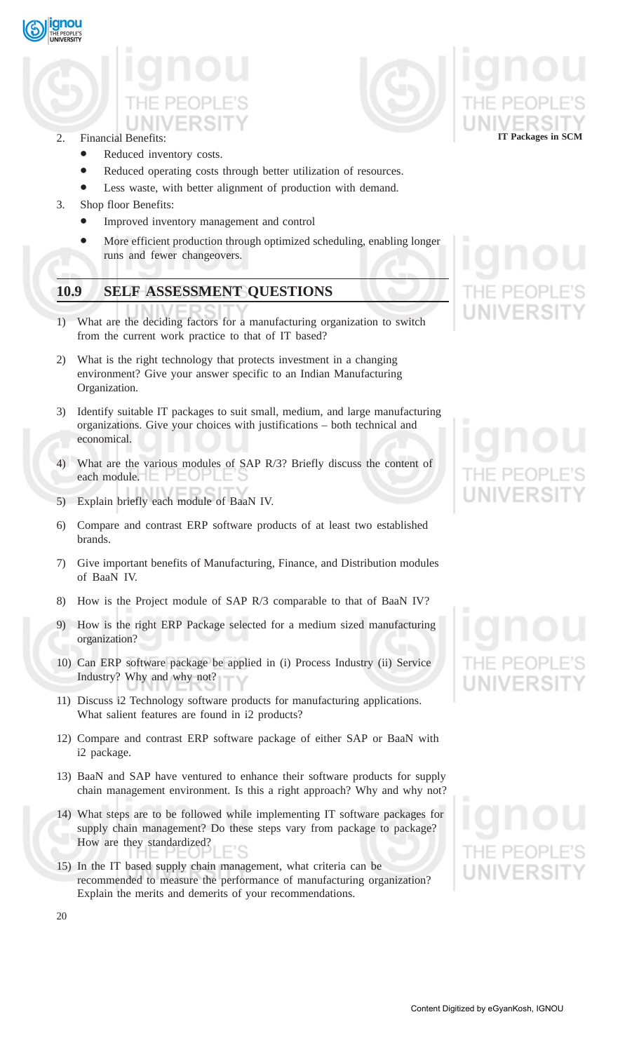2. Financial Benefits:
   - Reduced inventory costs.
   - Reduced operating costs through better utilization of resources.
   - Less waste, with better alignment of production with demand.
3. Shop floor Benefits:
   - Improved inventory management and control
   - More efficient production through optimized scheduling, enabling longer runs and fewer changeovers.

## 10.9 SELF ASSESSMENT QUESTIONS

1) What are the deciding factors for a manufacturing organization to switch from the current work practice to that of IT based?

2) What is the right technology that protects investment in a changing environment? Give your answer specific to an Indian Manufacturing Organization.

3) Identify suitable IT packages to suit small, medium, and large manufacturing organizations. Give your choices with justifications – both technical and economical.

4) What are the various modules of SAP R/3? Briefly discuss the content of each module.

5) Explain briefly each module of BaaN IV.

6) Compare and contrast ERP software products of at least two established brands.

7) Give important benefits of Manufacturing, Finance, and Distribution modules of BaaN IV.

8) How is the Project module of SAP R/3 comparable to that of BaaN IV?

9) How is the right ERP Package selected for a medium sized manufacturing organization?

10) Can ERP software package be applied in (i) Process Industry (ii) Service Industry? Why and why not?

11) Discuss i2 Technology software products for manufacturing applications. What salient features are found in i2 products?

12) Compare and contrast ERP software package of either SAP or BaaN with i2 package.

13) BaaN and SAP have ventured to enhance their software products for supply chain management environment. Is this a right approach? Why and why not?

14) What steps are to be followed while implementing IT software packages for supply chain management? Do these steps vary from package to package? How are they standardized?

15) In the IT based supply chain management, what criteria can be recommended to measure the performance of manufacturing organization? Explain the merits and demerits of your recommendations.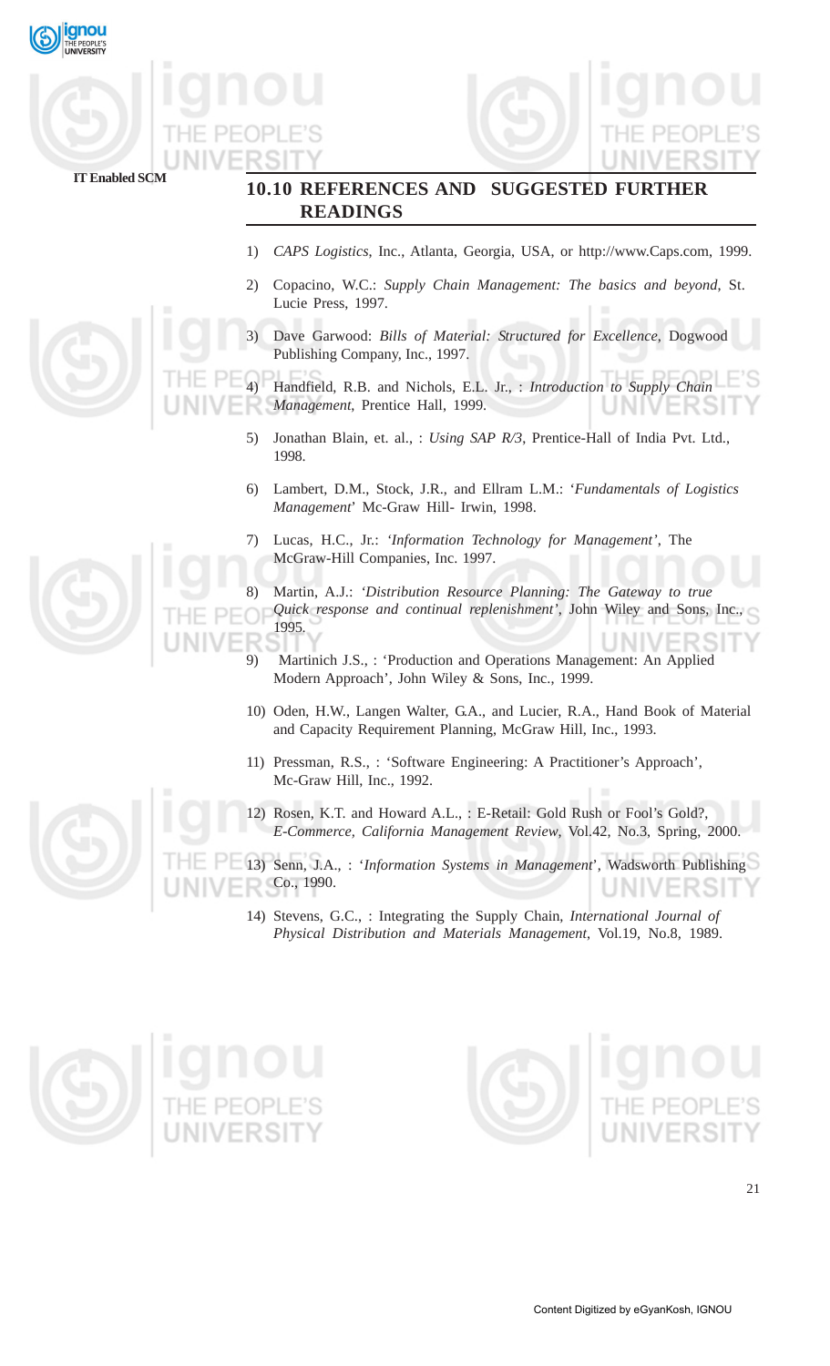## 10.10 REFERENCES AND SUGGESTED FURTHER READINGS

1) *CAPS Logistics*, Inc., Atlanta, Georgia, USA, or http://www.Caps.com, 1999.

2) Copacino, W.C.: *Supply Chain Management: The basics and beyond*, St. Lucie Press, 1997.

3) Dave Garwood: *Bills of Material: Structured for Excellence*, Dogwood Publishing Company, Inc., 1997.

4) Handfield, R.B. and Nichols, E.L. Jr., : *Introduction to Supply Chain Management*, Prentice Hall, 1999.

5) Jonathan Blain, et. al., : *Using SAP R/3*, Prentice-Hall of India Pvt. Ltd., 1998.

6) Lambert, D.M., Stock, J.R., and Ellram L.M.: '*Fundamentals of Logistics Management*' Mc-Graw Hill- Irwin, 1998.

7) Lucas, H.C., Jr.: *'Information Technology for Management'*, The McGraw-Hill Companies, Inc. 1997.

8) Martin, A.J.: *'Distribution Resource Planning: The Gateway to true Quick response and continual replenishment'*, John Wiley and Sons, Inc., 1995.

9) Martinich J.S., : 'Production and Operations Management: An Applied Modern Approach', John Wiley & Sons, Inc., 1999.

10) Oden, H.W., Langen Walter, G.A., and Lucier, R.A., Hand Book of Material and Capacity Requirement Planning, McGraw Hill, Inc., 1993.

11) Pressman, R.S., : 'Software Engineering: A Practitioner's Approach', Mc-Graw Hill, Inc., 1992.

12) Rosen, K.T. and Howard A.L., : E-Retail: Gold Rush or Fool's Gold?, *E-Commerce, California Management Review*, Vol.42, No.3, Spring, 2000.

13) Senn, J.A., : '*Information Systems in Management*', Wadsworth Publishing Co., 1990.

14) Stevens, G.C., : Integrating the Supply Chain, *International Journal of Physical Distribution and Materials Management*, Vol.19, No.8, 1989.